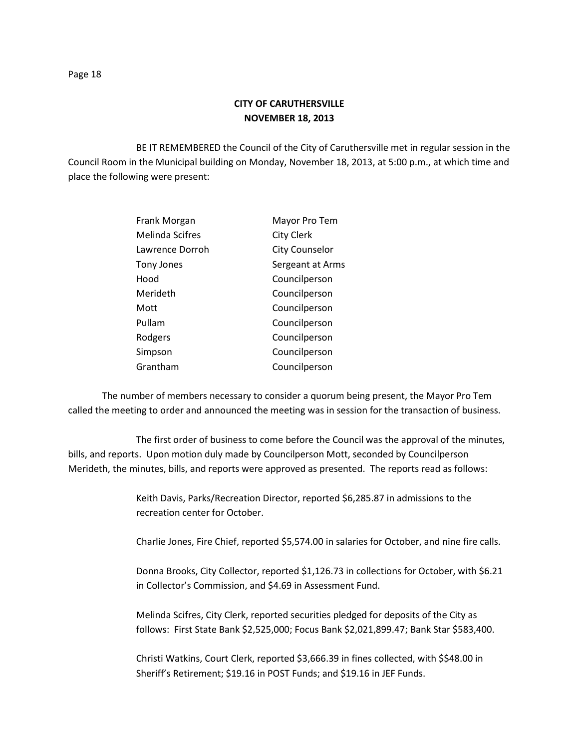# CITY OF CARUTHERSVILLE
## NOVEMBER 18, 2013

BE IT REMEMBERED the Council of the City of Caruthersville met in regular session in the Council Room in the Municipal building on Monday, November 18, 2013, at 5:00 p.m., at which time and place the following were present:

| | |
|---|---|
| Frank Morgan | Mayor Pro Tem |
| Melinda Scifres | City Clerk |
| Lawrence Dorroh | City Counselor |
| Tony Jones | Sergeant at Arms |
| Hood | Councilperson |
| Merideth | Councilperson |
| Mott | Councilperson |
| Pullam | Councilperson |
| Rodgers | Councilperson |
| Simpson | Councilperson |
| Grantham | Councilperson |

The number of members necessary to consider a quorum being present, the Mayor Pro Tem called the meeting to order and announced the meeting was in session for the transaction of business.

The first order of business to come before the Council was the approval of the minutes, bills, and reports. Upon motion duly made by Councilperson Mott, seconded by Councilperson Merideth, the minutes, bills, and reports were approved as presented. The reports read as follows:

Keith Davis, Parks/Recreation Director, reported $6,285.87 in admissions to the recreation center for October.

Charlie Jones, Fire Chief, reported $5,574.00 in salaries for October, and nine fire calls.

Donna Brooks, City Collector, reported $1,126.73 in collections for October, with $6.21 in Collector's Commission, and $4.69 in Assessment Fund.

Melinda Scifres, City Clerk, reported securities pledged for deposits of the City as follows: First State Bank $2,525,000; Focus Bank $2,021,899.47; Bank Star $583,400.

Christi Watkins, Court Clerk, reported $3,666.39 in fines collected, with $$48.00 in Sheriff's Retirement; $19.16 in POST Funds; and $19.16 in JEF Funds.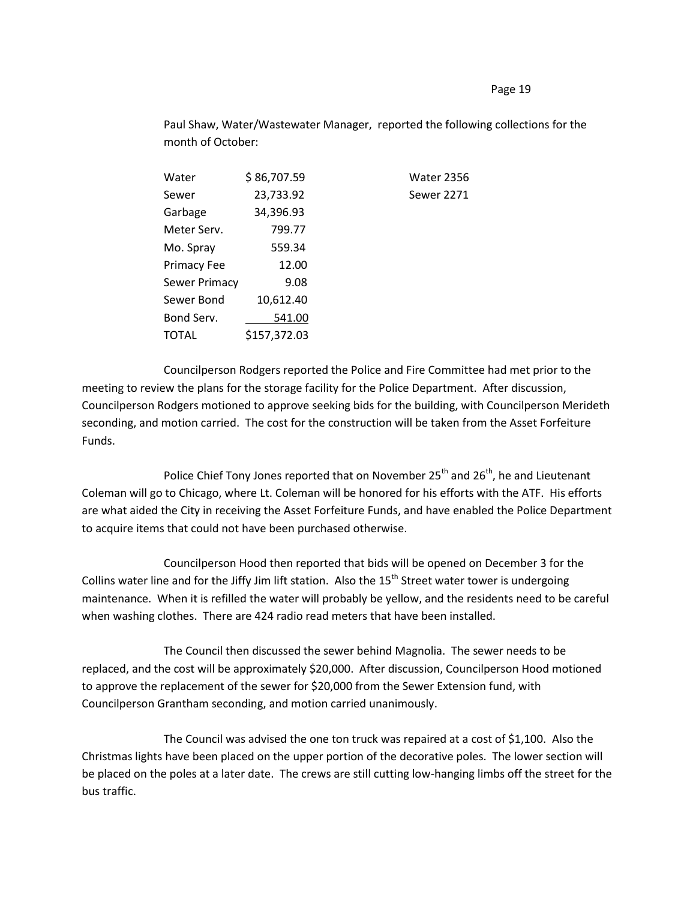Paul Shaw, Water/Wastewater Manager, reported the following collections for the month of October:

| | | |
|---|---|---|
| Water | $ 86,707.59 | Water 2356 |
| Sewer | 23,733.92 | Sewer 2271 |
| Garbage | 34,396.93 | |
| Meter Serv. | 799.77 | |
| Mo. Spray | 559.34 | |
| Primacy Fee | 12.00 | |
| Sewer Primacy | 9.08 | |
| Sewer Bond | 10,612.40 | |
| Bond Serv. | 541.00 | |
| TOTAL | $157,372.03 | |

Councilperson Rodgers reported the Police and Fire Committee had met prior to the meeting to review the plans for the storage facility for the Police Department. After discussion, Councilperson Rodgers motioned to approve seeking bids for the building, with Councilperson Merideth seconding, and motion carried. The cost for the construction will be taken from the Asset Forfeiture Funds.

Police Chief Tony Jones reported that on November 25th and 26th, he and Lieutenant Coleman will go to Chicago, where Lt. Coleman will be honored for his efforts with the ATF. His efforts are what aided the City in receiving the Asset Forfeiture Funds, and have enabled the Police Department to acquire items that could not have been purchased otherwise.

Councilperson Hood then reported that bids will be opened on December 3 for the Collins water line and for the Jiffy Jim lift station. Also the 15th Street water tower is undergoing maintenance. When it is refilled the water will probably be yellow, and the residents need to be careful when washing clothes. There are 424 radio read meters that have been installed.

The Council then discussed the sewer behind Magnolia. The sewer needs to be replaced, and the cost will be approximately $20,000. After discussion, Councilperson Hood motioned to approve the replacement of the sewer for $20,000 from the Sewer Extension fund, with Councilperson Grantham seconding, and motion carried unanimously.

The Council was advised the one ton truck was repaired at a cost of $1,100. Also the Christmas lights have been placed on the upper portion of the decorative poles. The lower section will be placed on the poles at a later date. The crews are still cutting low-hanging limbs off the street for the bus traffic.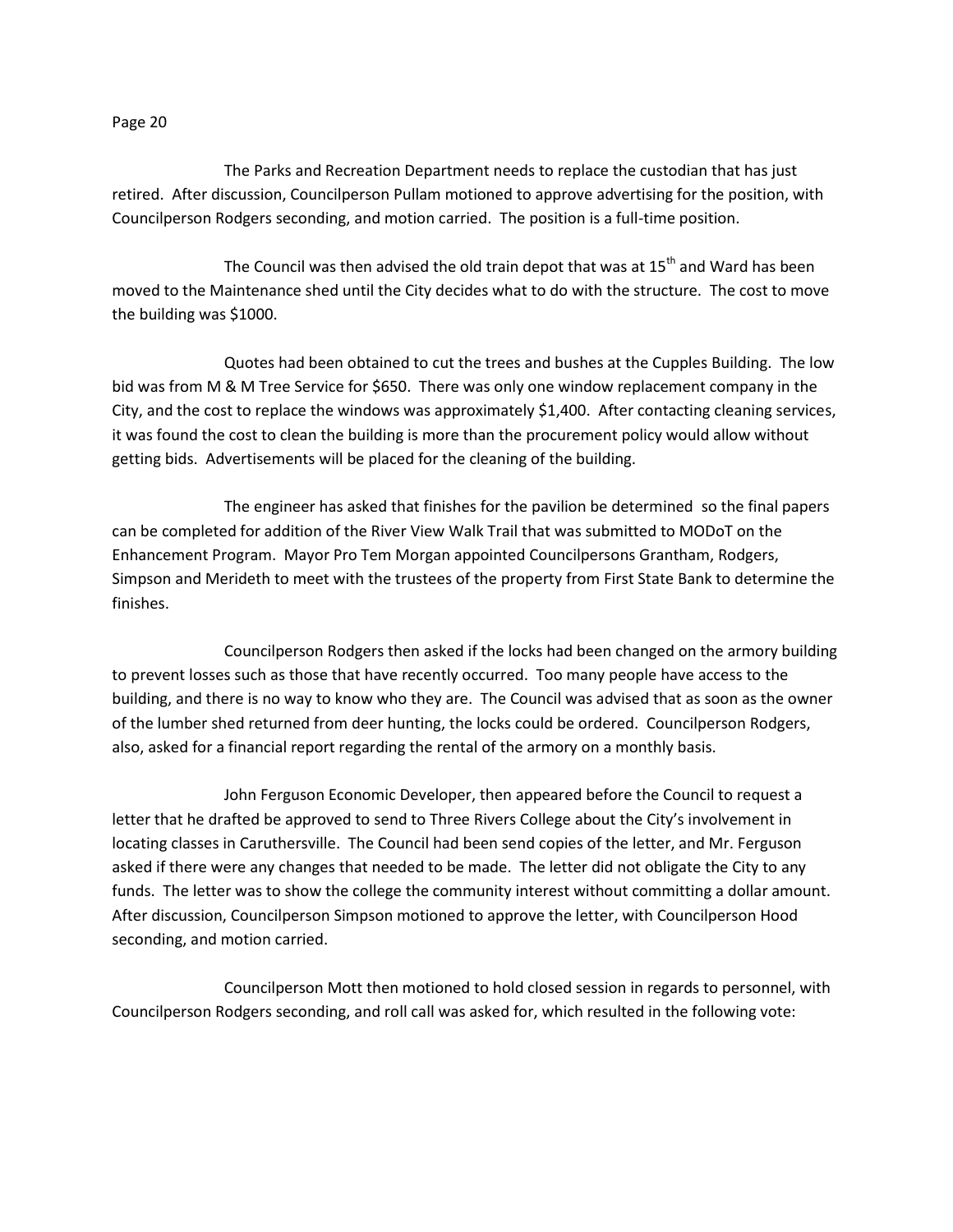The Parks and Recreation Department needs to replace the custodian that has just retired. After discussion, Councilperson Pullam motioned to approve advertising for the position, with Councilperson Rodgers seconding, and motion carried. The position is a full-time position.

The Council was then advised the old train depot that was at 15th and Ward has been moved to the Maintenance shed until the City decides what to do with the structure. The cost to move the building was $1000.

Quotes had been obtained to cut the trees and bushes at the Cupples Building. The low bid was from M & M Tree Service for $650. There was only one window replacement company in the City, and the cost to replace the windows was approximately $1,400. After contacting cleaning services, it was found the cost to clean the building is more than the procurement policy would allow without getting bids. Advertisements will be placed for the cleaning of the building.

The engineer has asked that finishes for the pavilion be determined so the final papers can be completed for addition of the River View Walk Trail that was submitted to MODoT on the Enhancement Program. Mayor Pro Tem Morgan appointed Councilpersons Grantham, Rodgers, Simpson and Merideth to meet with the trustees of the property from First State Bank to determine the finishes.

Councilperson Rodgers then asked if the locks had been changed on the armory building to prevent losses such as those that have recently occurred. Too many people have access to the building, and there is no way to know who they are. The Council was advised that as soon as the owner of the lumber shed returned from deer hunting, the locks could be ordered. Councilperson Rodgers, also, asked for a financial report regarding the rental of the armory on a monthly basis.

John Ferguson Economic Developer, then appeared before the Council to request a letter that he drafted be approved to send to Three Rivers College about the City's involvement in locating classes in Caruthersville. The Council had been send copies of the letter, and Mr. Ferguson asked if there were any changes that needed to be made. The letter did not obligate the City to any funds. The letter was to show the college the community interest without committing a dollar amount. After discussion, Councilperson Simpson motioned to approve the letter, with Councilperson Hood seconding, and motion carried.

Councilperson Mott then motioned to hold closed session in regards to personnel, with Councilperson Rodgers seconding, and roll call was asked for, which resulted in the following vote: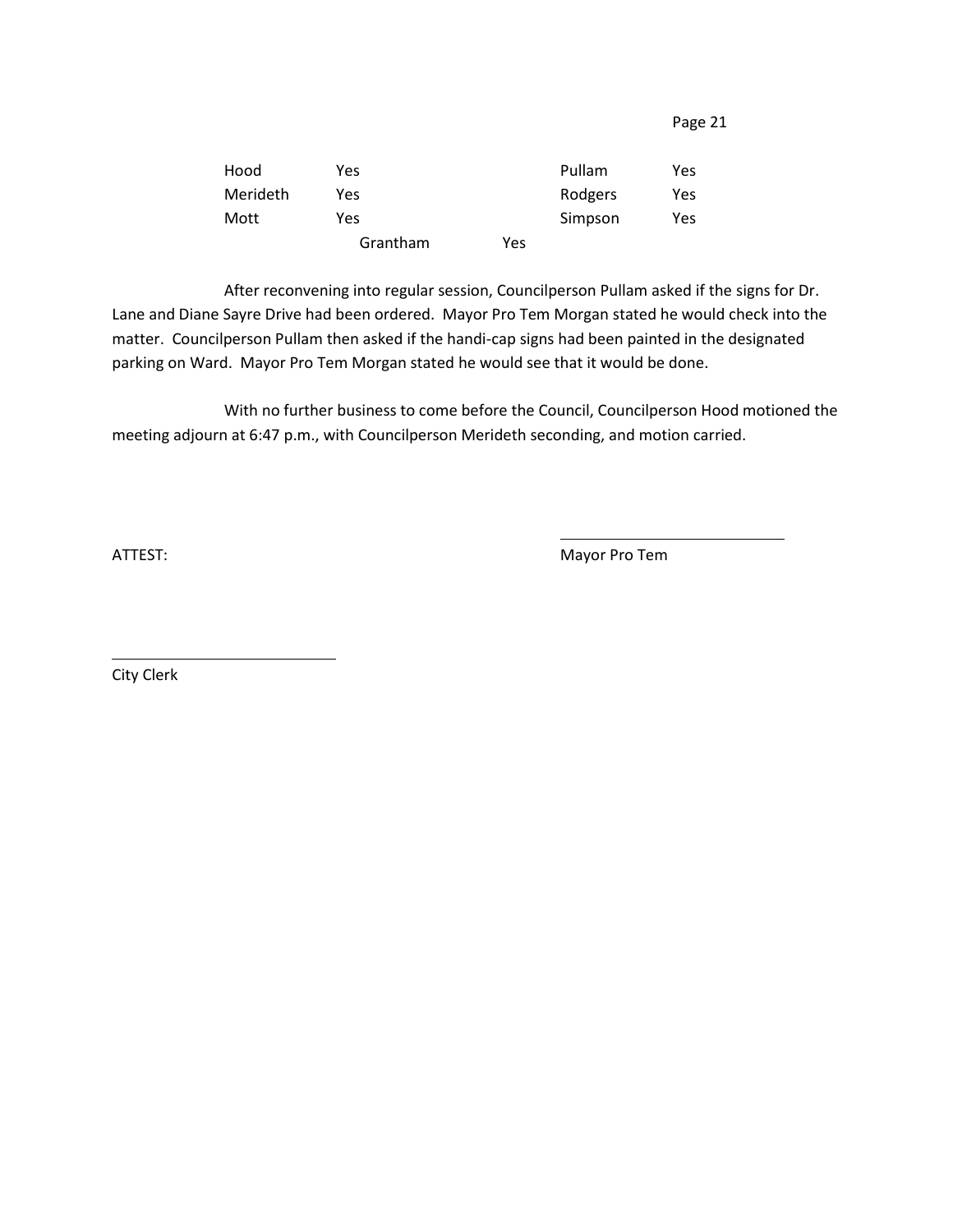| | | | |
|---|---|---|---|
| Hood | Yes | Pullam | Yes |
| Merideth | Yes | Rodgers | Yes |
| Mott | Yes | Simpson | Yes |
| Grantham | Yes | | |

After reconvening into regular session, Councilperson Pullam asked if the signs for Dr. Lane and Diane Sayre Drive had been ordered. Mayor Pro Tem Morgan stated he would check into the matter. Councilperson Pullam then asked if the handi-cap signs had been painted in the designated parking on Ward. Mayor Pro Tem Morgan stated he would see that it would be done.

With no further business to come before the Council, Councilperson Hood motioned the meeting adjourn at 6:47 p.m., with Councilperson Merideth seconding, and motion carried.

ATTEST:

\_\_\_\_\_\_\_\_\_\_\_\_\_\_\_\_\_\_\_\_\_\_\_\_\_\_\_\_
Mayor Pro Tem

\_\_\_\_\_\_\_\_\_\_\_\_\_\_\_\_\_\_\_\_\_\_\_\_\_\_\_\_
City Clerk